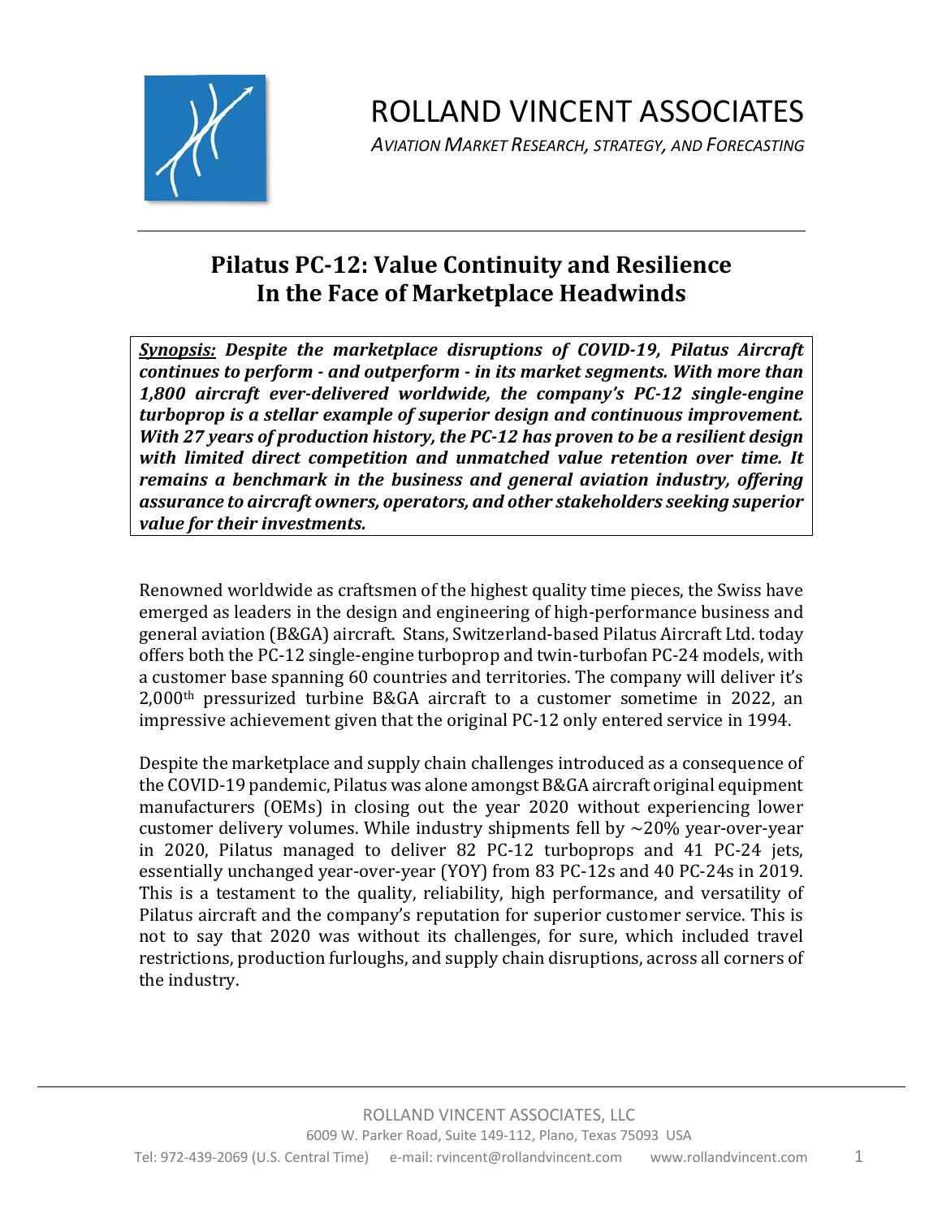# ROLLAND VINCENT ASSOCIATES

*AVIATION MARKET RESEARCH, STRATEGY, AND FORECASTING*

---

## Pilatus PC-12: Value Continuity and Resilience In the Face of Marketplace Headwinds

***Synopsis:*** ***Despite the marketplace disruptions of COVID-19, Pilatus Aircraft continues to perform - and outperform - in its market segments. With more than 1,800 aircraft ever-delivered worldwide, the company's PC-12 single-engine turboprop is a stellar example of superior design and continuous improvement. With 27 years of production history, the PC-12 has proven to be a resilient design with limited direct competition and unmatched value retention over time. It remains a benchmark in the business and general aviation industry, offering assurance to aircraft owners, operators, and other stakeholders seeking superior value for their investments.***

Renowned worldwide as craftsmen of the highest quality time pieces, the Swiss have emerged as leaders in the design and engineering of high-performance business and general aviation (B&GA) aircraft. Stans, Switzerland-based Pilatus Aircraft Ltd. today offers both the PC-12 single-engine turboprop and twin-turbofan PC-24 models, with a customer base spanning 60 countries and territories. The company will deliver it's 2,000th pressurized turbine B&GA aircraft to a customer sometime in 2022, an impressive achievement given that the original PC-12 only entered service in 1994.

Despite the marketplace and supply chain challenges introduced as a consequence of the COVID-19 pandemic, Pilatus was alone amongst B&GA aircraft original equipment manufacturers (OEMs) in closing out the year 2020 without experiencing lower customer delivery volumes. While industry shipments fell by ~20% year-over-year in 2020, Pilatus managed to deliver 82 PC-12 turboprops and 41 PC-24 jets, essentially unchanged year-over-year (YOY) from 83 PC-12s and 40 PC-24s in 2019. This is a testament to the quality, reliability, high performance, and versatility of Pilatus aircraft and the company's reputation for superior customer service. This is not to say that 2020 was without its challenges, for sure, which included travel restrictions, production furloughs, and supply chain disruptions, across all corners of the industry.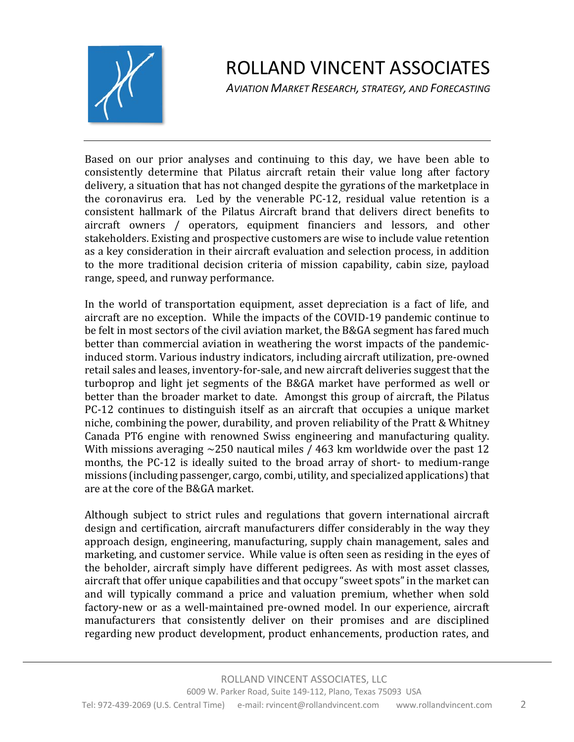Based on our prior analyses and continuing to this day, we have been able to consistently determine that Pilatus aircraft retain their value long after factory delivery, a situation that has not changed despite the gyrations of the marketplace in the coronavirus era. Led by the venerable PC-12, residual value retention is a consistent hallmark of the Pilatus Aircraft brand that delivers direct benefits to aircraft owners / operators, equipment financiers and lessors, and other stakeholders. Existing and prospective customers are wise to include value retention as a key consideration in their aircraft evaluation and selection process, in addition to the more traditional decision criteria of mission capability, cabin size, payload range, speed, and runway performance.

In the world of transportation equipment, asset depreciation is a fact of life, and aircraft are no exception. While the impacts of the COVID-19 pandemic continue to be felt in most sectors of the civil aviation market, the B&GA segment has fared much better than commercial aviation in weathering the worst impacts of the pandemic-induced storm. Various industry indicators, including aircraft utilization, pre-owned retail sales and leases, inventory-for-sale, and new aircraft deliveries suggest that the turboprop and light jet segments of the B&GA market have performed as well or better than the broader market to date. Amongst this group of aircraft, the Pilatus PC-12 continues to distinguish itself as an aircraft that occupies a unique market niche, combining the power, durability, and proven reliability of the Pratt & Whitney Canada PT6 engine with renowned Swiss engineering and manufacturing quality. With missions averaging ~250 nautical miles / 463 km worldwide over the past 12 months, the PC-12 is ideally suited to the broad array of short- to medium-range missions (including passenger, cargo, combi, utility, and specialized applications) that are at the core of the B&GA market.

Although subject to strict rules and regulations that govern international aircraft design and certification, aircraft manufacturers differ considerably in the way they approach design, engineering, manufacturing, supply chain management, sales and marketing, and customer service. While value is often seen as residing in the eyes of the beholder, aircraft simply have different pedigrees. As with most asset classes, aircraft that offer unique capabilities and that occupy "sweet spots" in the market can and will typically command a price and valuation premium, whether when sold factory-new or as a well-maintained pre-owned model. In our experience, aircraft manufacturers that consistently deliver on their promises and are disciplined regarding new product development, product enhancements, production rates, and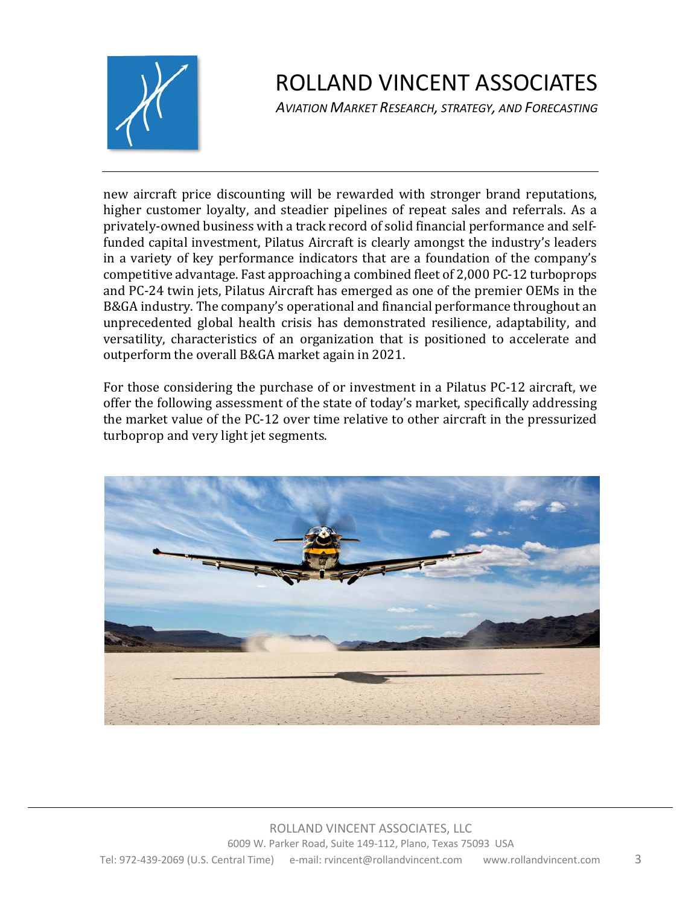new aircraft price discounting will be rewarded with stronger brand reputations, higher customer loyalty, and steadier pipelines of repeat sales and referrals. As a privately-owned business with a track record of solid financial performance and self-funded capital investment, Pilatus Aircraft is clearly amongst the industry's leaders in a variety of key performance indicators that are a foundation of the company's competitive advantage. Fast approaching a combined fleet of 2,000 PC-12 turboprops and PC-24 twin jets, Pilatus Aircraft has emerged as one of the premier OEMs in the B&GA industry. The company's operational and financial performance throughout an unprecedented global health crisis has demonstrated resilience, adaptability, and versatility, characteristics of an organization that is positioned to accelerate and outperform the overall B&GA market again in 2021.

For those considering the purchase of or investment in a Pilatus PC-12 aircraft, we offer the following assessment of the state of today's market, specifically addressing the market value of the PC-12 over time relative to other aircraft in the pressurized turboprop and very light jet segments.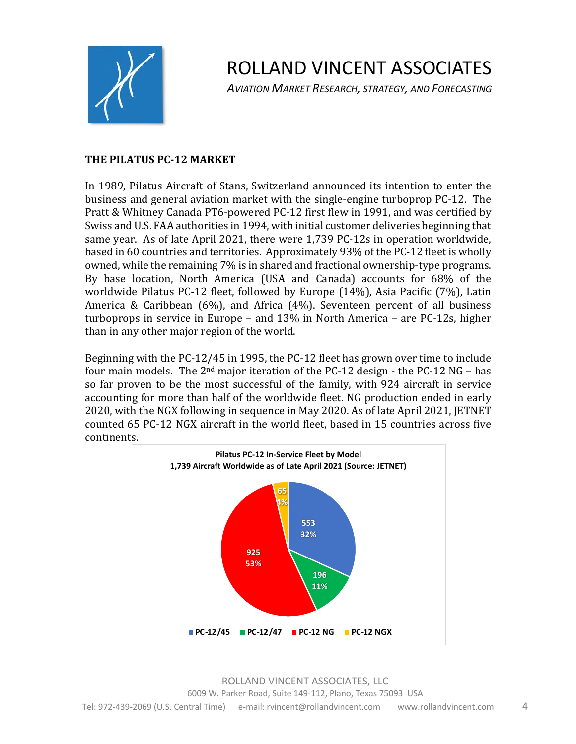## THE PILATUS PC-12 MARKET

In 1989, Pilatus Aircraft of Stans, Switzerland announced its intention to enter the business and general aviation market with the single-engine turboprop PC-12. The Pratt & Whitney Canada PT6-powered PC-12 first flew in 1991, and was certified by Swiss and U.S. FAA authorities in 1994, with initial customer deliveries beginning that same year. As of late April 2021, there were 1,739 PC-12s in operation worldwide, based in 60 countries and territories. Approximately 93% of the PC-12 fleet is wholly owned, while the remaining 7% is in shared and fractional ownership-type programs. By base location, North America (USA and Canada) accounts for 68% of the worldwide Pilatus PC-12 fleet, followed by Europe (14%), Asia Pacific (7%), Latin America & Caribbean (6%), and Africa (4%). Seventeen percent of all business turboprops in service in Europe – and 13% in North America – are PC-12s, higher than in any other major region of the world.

Beginning with the PC-12/45 in 1995, the PC-12 fleet has grown over time to include four main models. The 2nd major iteration of the PC-12 design - the PC-12 NG – has so far proven to be the most successful of the family, with 924 aircraft in service accounting for more than half of the worldwide fleet. NG production ended in early 2020, with the NGX following in sequence in May 2020. As of late April 2021, JETNET counted 65 PC-12 NGX aircraft in the world fleet, based in 15 countries across five continents.

**Pilatus PC-12 In-Service Fleet by Model**
**1,739 Aircraft Worldwide as of Late April 2021 (Source: JETNET)**

| Model | Aircraft | Share |
|---|---|---|
| PC-12/45 | 553 | 32% |
| PC-12/47 | 196 | 11% |
| PC-12 NG | 925 | 53% |
| PC-12 NGX | 65 | 4% |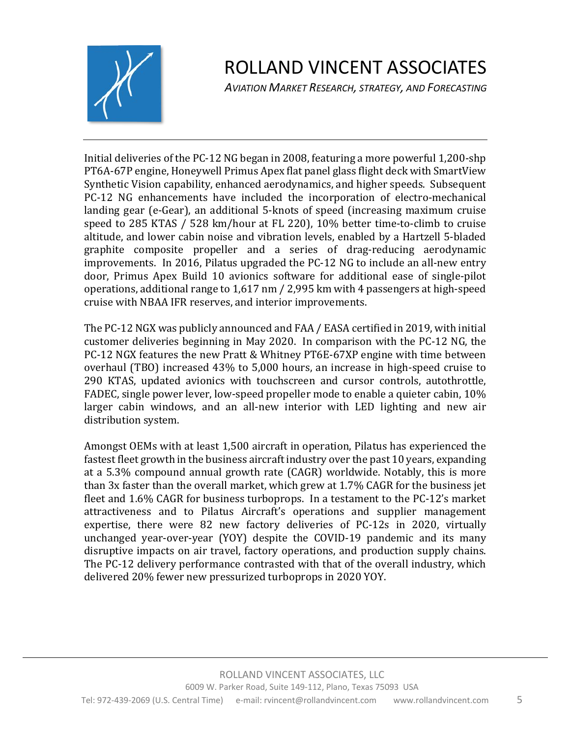Initial deliveries of the PC-12 NG began in 2008, featuring a more powerful 1,200-shp PT6A-67P engine, Honeywell Primus Apex flat panel glass flight deck with SmartView Synthetic Vision capability, enhanced aerodynamics, and higher speeds. Subsequent PC-12 NG enhancements have included the incorporation of electro-mechanical landing gear (e-Gear), an additional 5-knots of speed (increasing maximum cruise speed to 285 KTAS / 528 km/hour at FL 220), 10% better time-to-climb to cruise altitude, and lower cabin noise and vibration levels, enabled by a Hartzell 5-bladed graphite composite propeller and a series of drag-reducing aerodynamic improvements. In 2016, Pilatus upgraded the PC-12 NG to include an all-new entry door, Primus Apex Build 10 avionics software for additional ease of single-pilot operations, additional range to 1,617 nm / 2,995 km with 4 passengers at high-speed cruise with NBAA IFR reserves, and interior improvements.

The PC-12 NGX was publicly announced and FAA / EASA certified in 2019, with initial customer deliveries beginning in May 2020. In comparison with the PC-12 NG, the PC-12 NGX features the new Pratt & Whitney PT6E-67XP engine with time between overhaul (TBO) increased 43% to 5,000 hours, an increase in high-speed cruise to 290 KTAS, updated avionics with touchscreen and cursor controls, autothrottle, FADEC, single power lever, low-speed propeller mode to enable a quieter cabin, 10% larger cabin windows, and an all-new interior with LED lighting and new air distribution system.

Amongst OEMs with at least 1,500 aircraft in operation, Pilatus has experienced the fastest fleet growth in the business aircraft industry over the past 10 years, expanding at a 5.3% compound annual growth rate (CAGR) worldwide. Notably, this is more than 3x faster than the overall market, which grew at 1.7% CAGR for the business jet fleet and 1.6% CAGR for business turboprops. In a testament to the PC-12's market attractiveness and to Pilatus Aircraft's operations and supplier management expertise, there were 82 new factory deliveries of PC-12s in 2020, virtually unchanged year-over-year (YOY) despite the COVID-19 pandemic and its many disruptive impacts on air travel, factory operations, and production supply chains. The PC-12 delivery performance contrasted with that of the overall industry, which delivered 20% fewer new pressurized turboprops in 2020 YOY.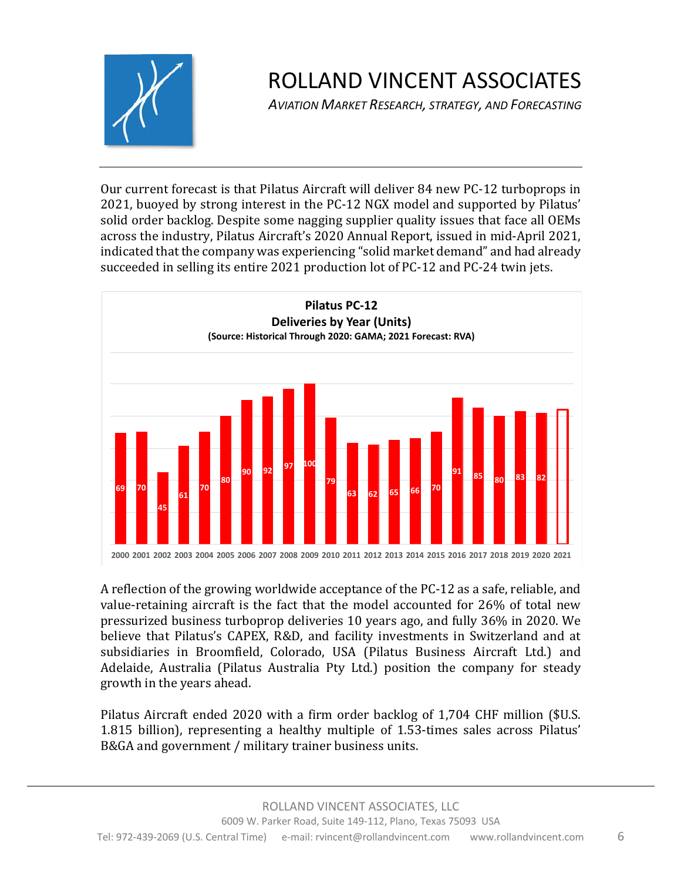Our current forecast is that Pilatus Aircraft will deliver 84 new PC-12 turboprops in 2021, buoyed by strong interest in the PC-12 NGX model and supported by Pilatus' solid order backlog. Despite some nagging supplier quality issues that face all OEMs across the industry, Pilatus Aircraft's 2020 Annual Report, issued in mid-April 2021, indicated that the company was experiencing "solid market demand" and had already succeeded in selling its entire 2021 production lot of PC-12 and PC-24 twin jets.

**Pilatus PC-12**
**Deliveries by Year (Units)**
**(Source: Historical Through 2020: GAMA; 2021 Forecast: RVA)**

| Year | 2000 | 2001 | 2002 | 2003 | 2004 | 2005 | 2006 | 2007 | 2008 | 2009 | 2010 | 2011 | 2012 | 2013 | 2014 | 2015 | 2016 | 2017 | 2018 | 2019 | 2020 | 2021 |
|---|---|---|---|---|---|---|---|---|---|---|---|---|---|---|---|---|---|---|---|---|---|---|
| Units | 69 | 70 | 45 | 61 | 70 | 80 | 90 | 92 | 97 | 100 | 79 | 63 | 62 | 65 | 66 | 70 | 91 | 85 | 80 | 83 | 82 | |

A reflection of the growing worldwide acceptance of the PC-12 as a safe, reliable, and value-retaining aircraft is the fact that the model accounted for 26% of total new pressurized business turboprop deliveries 10 years ago, and fully 36% in 2020. We believe that Pilatus's CAPEX, R&D, and facility investments in Switzerland and at subsidiaries in Broomfield, Colorado, USA (Pilatus Business Aircraft Ltd.) and Adelaide, Australia (Pilatus Australia Pty Ltd.) position the company for steady growth in the years ahead.

Pilatus Aircraft ended 2020 with a firm order backlog of 1,704 CHF million ($U.S. 1.815 billion), representing a healthy multiple of 1.53-times sales across Pilatus' B&GA and government / military trainer business units.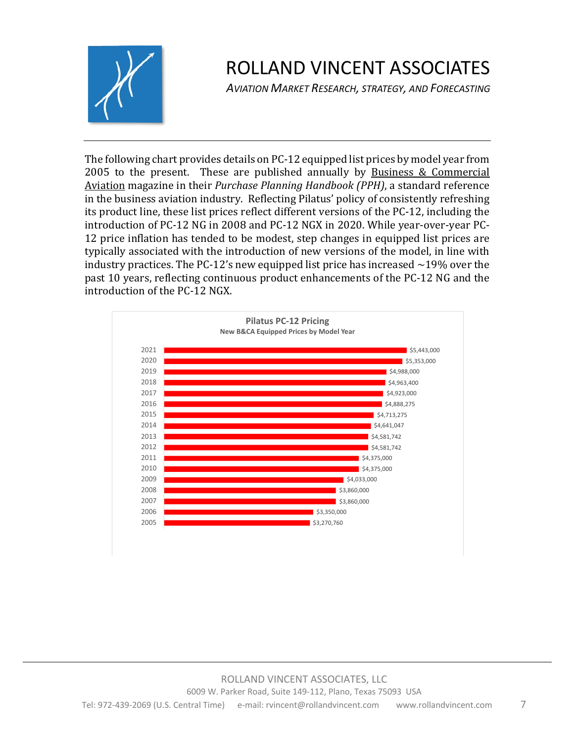The following chart provides details on PC-12 equipped list prices by model year from 2005 to the present. These are published annually by Business & Commercial Aviation magazine in their *Purchase Planning Handbook (PPH)*, a standard reference in the business aviation industry. Reflecting Pilatus' policy of consistently refreshing its product line, these list prices reflect different versions of the PC-12, including the introduction of PC-12 NG in 2008 and PC-12 NGX in 2020. While year-over-year PC-12 price inflation has tended to be modest, step changes in equipped list prices are typically associated with the introduction of new versions of the model, in line with industry practices. The PC-12's new equipped list price has increased ~19% over the past 10 years, reflecting continuous product enhancements of the PC-12 NG and the introduction of the PC-12 NGX.

**Pilatus PC-12 Pricing**
**New B&CA Equipped Prices by Model Year**

| Model Year | Price |
|---|---|
| 2021 | $5,443,000 |
| 2020 | $5,353,000 |
| 2019 | $4,988,000 |
| 2018 | $4,963,400 |
| 2017 | $4,923,000 |
| 2016 | $4,888,275 |
| 2015 | $4,713,275 |
| 2014 | $4,641,047 |
| 2013 | $4,581,742 |
| 2012 | $4,581,742 |
| 2011 | $4,375,000 |
| 2010 | $4,375,000 |
| 2009 | $4,033,000 |
| 2008 | $3,860,000 |
| 2007 | $3,860,000 |
| 2006 | $3,350,000 |
| 2005 | $3,270,760 |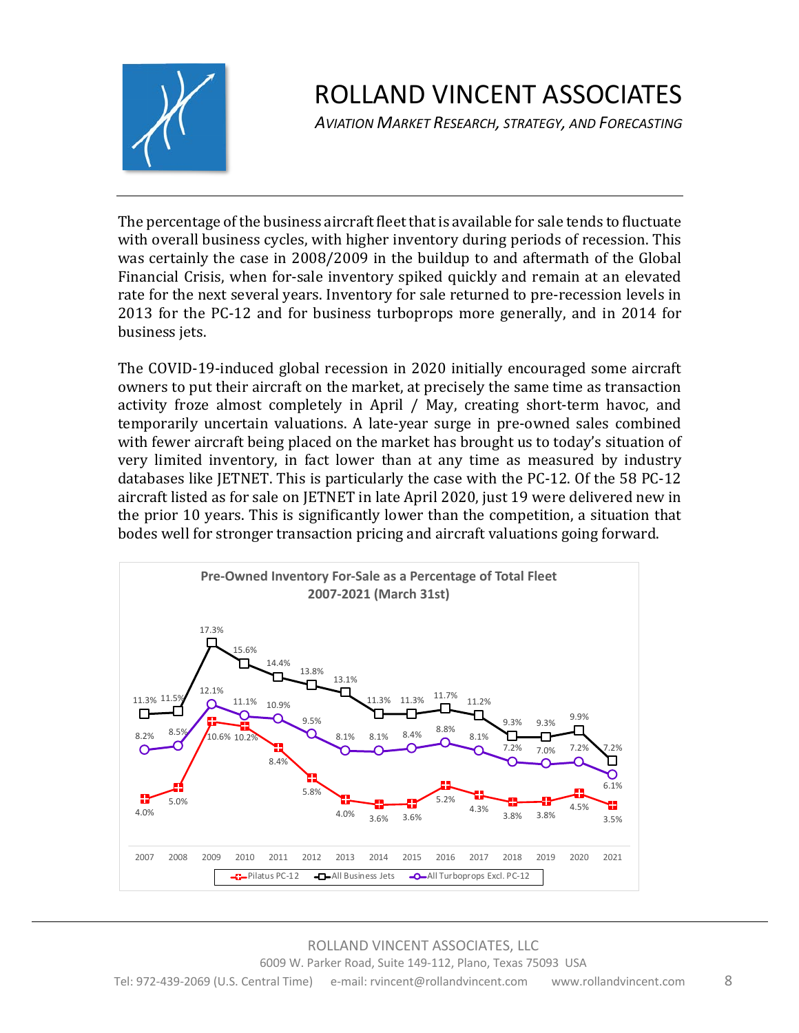The percentage of the business aircraft fleet that is available for sale tends to fluctuate with overall business cycles, with higher inventory during periods of recession. This was certainly the case in 2008/2009 in the buildup to and aftermath of the Global Financial Crisis, when for-sale inventory spiked quickly and remain at an elevated rate for the next several years. Inventory for sale returned to pre-recession levels in 2013 for the PC-12 and for business turboprops more generally, and in 2014 for business jets.

The COVID-19-induced global recession in 2020 initially encouraged some aircraft owners to put their aircraft on the market, at precisely the same time as transaction activity froze almost completely in April / May, creating short-term havoc, and temporarily uncertain valuations. A late-year surge in pre-owned sales combined with fewer aircraft being placed on the market has brought us to today's situation of very limited inventory, in fact lower than at any time as measured by industry databases like JETNET. This is particularly the case with the PC-12. Of the 58 PC-12 aircraft listed as for sale on JETNET in late April 2020, just 19 were delivered new in the prior 10 years. This is significantly lower than the competition, a situation that bodes well for stronger transaction pricing and aircraft valuations going forward.

**Pre-Owned Inventory For-Sale as a Percentage of Total Fleet**
**2007-2021 (March 31st)**

| Year | Pilatus PC-12 | All Business Jets | All Turboprops Excl. PC-12 |
|---|---|---|---|
| 2007 | 4.0% | 11.3% | 8.2% |
| 2008 | 5.0% | 11.5% | 8.5% |
| 2009 | 10.6% | 17.3% | 12.1% |
| 2010 | 10.2% | 15.6% | 11.1% |
| 2011 | 8.4% | 14.4% | 10.9% |
| 2012 | 5.8% | 13.8% | 9.5% |
| 2013 | 4.0% | 13.1% | 8.1% |
| 2014 | 3.6% | 11.3% | 8.1% |
| 2015 | 3.6% | 11.3% | 8.4% |
| 2016 | 5.2% | 11.7% | 8.8% |
| 2017 | 4.3% | 11.2% | 8.1% |
| 2018 | 3.8% | 9.3% | 7.2% |
| 2019 | 3.8% | 9.3% | 7.0% |
| 2020 | 4.5% | 9.9% | 7.2% |
| 2021 | 3.5% | 7.2% | 6.1% |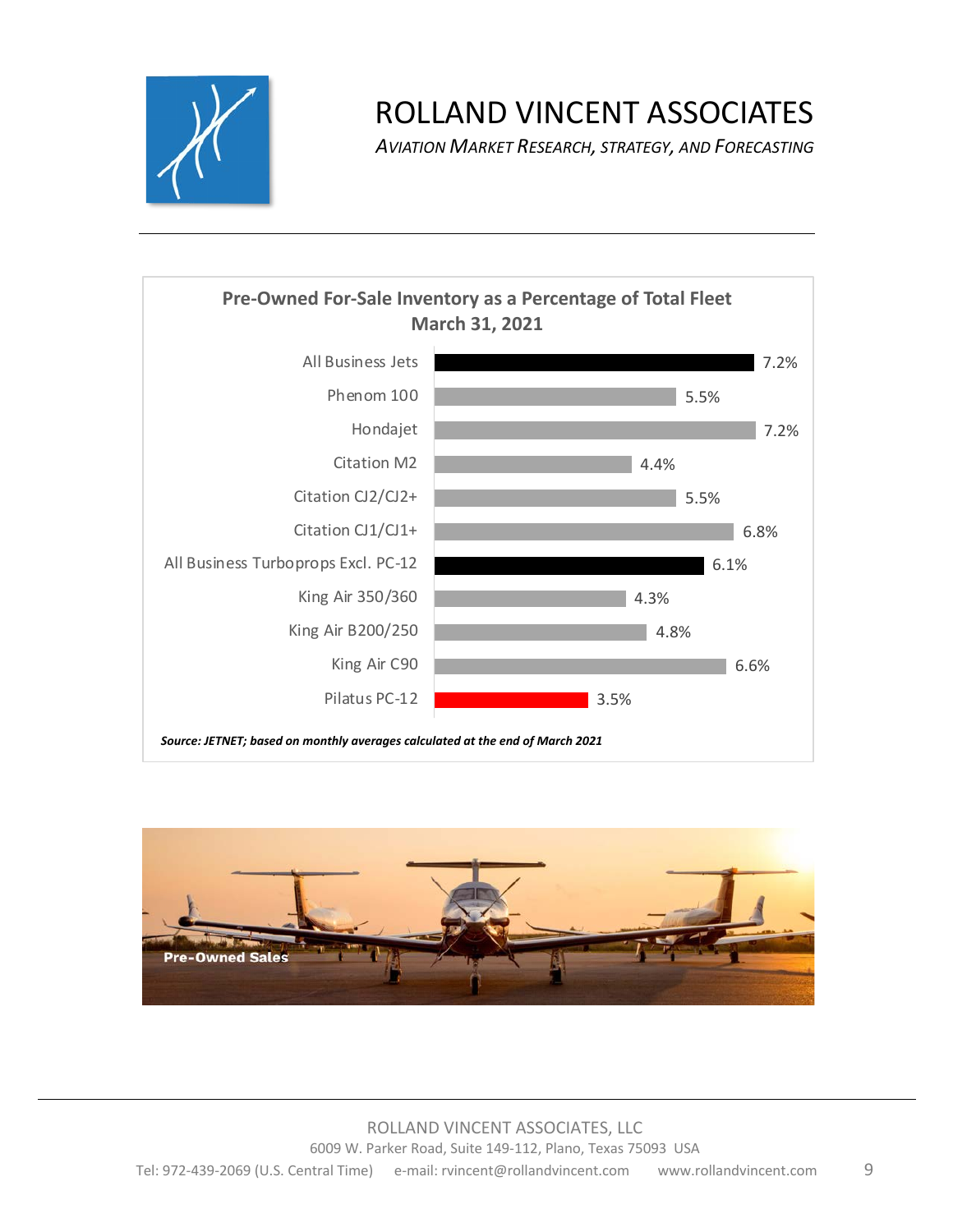**Pre-Owned For-Sale Inventory as a Percentage of Total Fleet**
**March 31, 2021**

| Category | Percentage |
|---|---|
| All Business Jets | 7.2% |
| Phenom 100 | 5.5% |
| Hondajet | 7.2% |
| Citation M2 | 4.4% |
| Citation CJ2/CJ2+ | 5.5% |
| Citation CJ1/CJ1+ | 6.8% |
| All Business Turboprops Excl. PC-12 | 6.1% |
| King Air 350/360 | 4.3% |
| King Air B200/250 | 4.8% |
| King Air C90 | 6.6% |
| Pilatus PC-12 | 3.5% |

***Source: JETNET; based on monthly averages calculated at the end of March 2021***

**Pre-Owned Sales**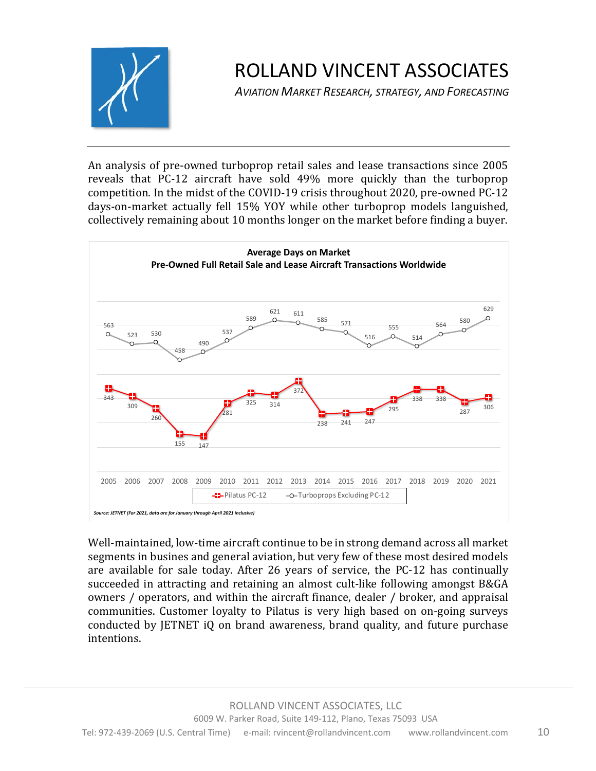An analysis of pre-owned turboprop retail sales and lease transactions since 2005 reveals that PC-12 aircraft have sold 49% more quickly than the turboprop competition. In the midst of the COVID-19 crisis throughout 2020, pre-owned PC-12 days-on-market actually fell 15% YOY while other turboprop models languished, collectively remaining about 10 months longer on the market before finding a buyer.

**Average Days on Market**
**Pre-Owned Full Retail Sale and Lease Aircraft Transactions Worldwide**

| Year | Pilatus PC-12 | Turboprops Excluding PC-12 |
|---|---|---|
| 2005 | 343 | 563 |
| 2006 | 309 | 523 |
| 2007 | 260 | 530 |
| 2008 | 155 | 458 |
| 2009 | 147 | 490 |
| 2010 | 281 | 537 |
| 2011 | 325 | 589 |
| 2012 | 314 | 621 |
| 2013 | 372 | 611 |
| 2014 | 238 | 585 |
| 2015 | 241 | 571 |
| 2016 | 247 | 516 |
| 2017 | 295 | 555 |
| 2018 | 338 | 514 |
| 2019 | 338 | 564 |
| 2020 | 287 | 580 |
| 2021 | 306 | 629 |

*Source: JETNET (For 2021, data are for January through April 2021 inclusive)*

Well-maintained, low-time aircraft continue to be in strong demand across all market segments in busines and general aviation, but very few of these most desired models are available for sale today. After 26 years of service, the PC-12 has continually succeeded in attracting and retaining an almost cult-like following amongst B&GA owners / operators, and within the aircraft finance, dealer / broker, and appraisal communities. Customer loyalty to Pilatus is very high based on on-going surveys conducted by JETNET iQ on brand awareness, brand quality, and future purchase intentions.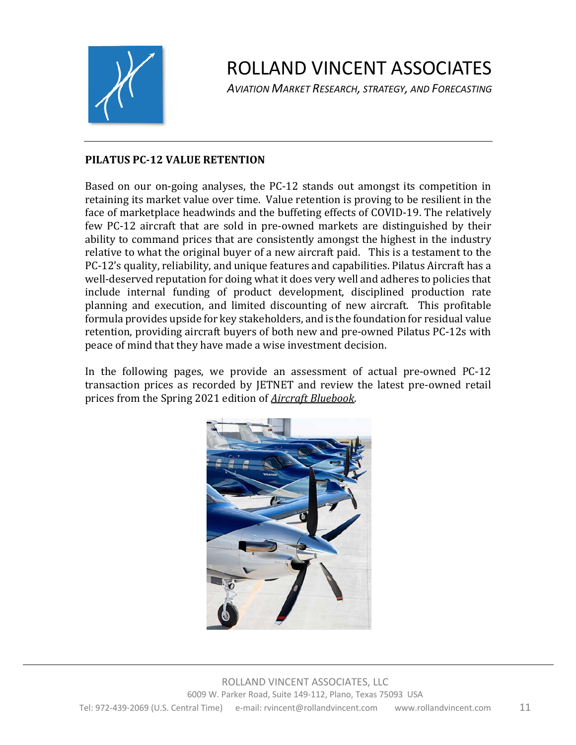## PILATUS PC-12 VALUE RETENTION

Based on our on-going analyses, the PC-12 stands out amongst its competition in retaining its market value over time. Value retention is proving to be resilient in the face of marketplace headwinds and the buffeting effects of COVID-19. The relatively few PC-12 aircraft that are sold in pre-owned markets are distinguished by their ability to command prices that are consistently amongst the highest in the industry relative to what the original buyer of a new aircraft paid. This is a testament to the PC-12's quality, reliability, and unique features and capabilities. Pilatus Aircraft has a well-deserved reputation for doing what it does very well and adheres to policies that include internal funding of product development, disciplined production rate planning and execution, and limited discounting of new aircraft. This profitable formula provides upside for key stakeholders, and is the foundation for residual value retention, providing aircraft buyers of both new and pre-owned Pilatus PC-12s with peace of mind that they have made a wise investment decision.

In the following pages, we provide an assessment of actual pre-owned PC-12 transaction prices as recorded by JETNET and review the latest pre-owned retail prices from the Spring 2021 edition of *Aircraft Bluebook*.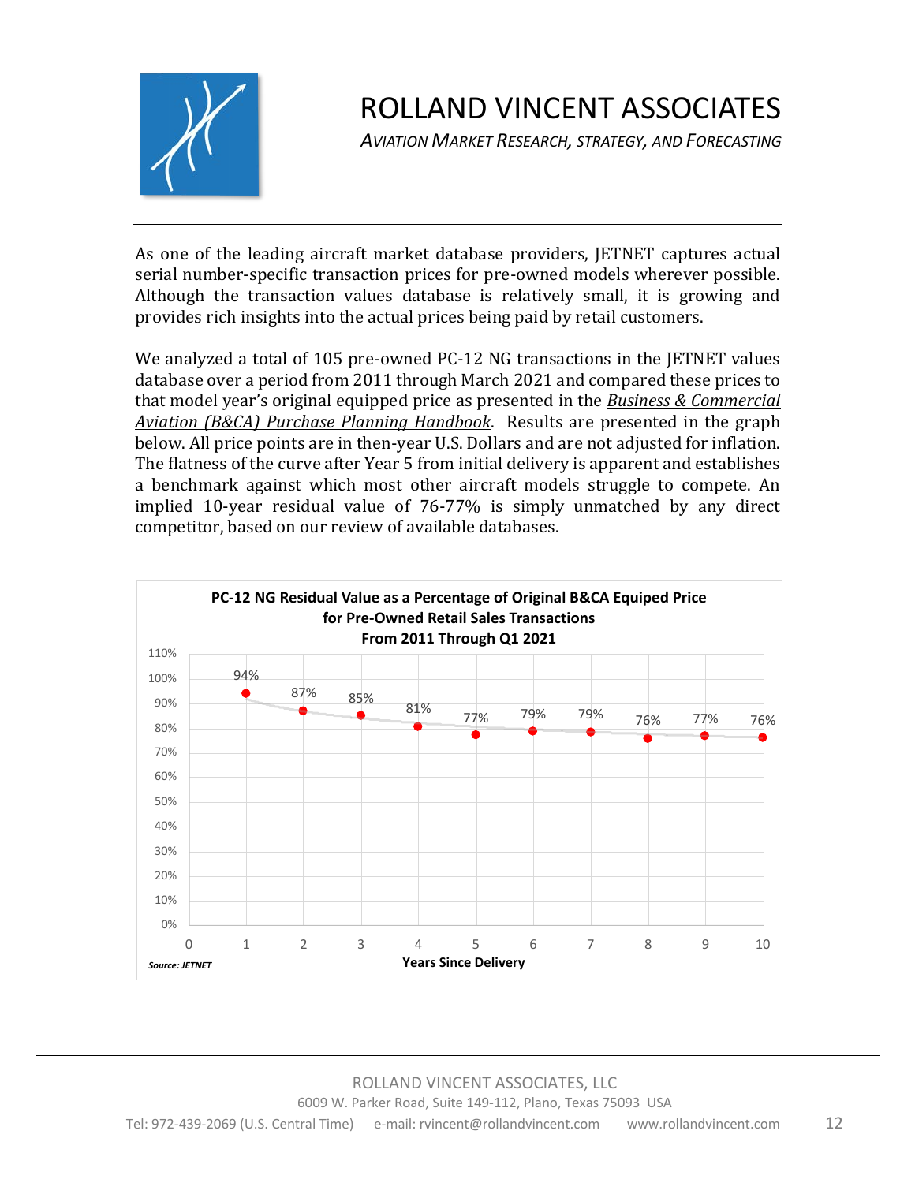As one of the leading aircraft market database providers, JETNET captures actual serial number-specific transaction prices for pre-owned models wherever possible. Although the transaction values database is relatively small, it is growing and provides rich insights into the actual prices being paid by retail customers.

We analyzed a total of 105 pre-owned PC-12 NG transactions in the JETNET values database over a period from 2011 through March 2021 and compared these prices to that model year's original equipped price as presented in the *Business & Commercial Aviation (B&CA) Purchase Planning Handbook*. Results are presented in the graph below. All price points are in then-year U.S. Dollars and are not adjusted for inflation. The flatness of the curve after Year 5 from initial delivery is apparent and establishes a benchmark against which most other aircraft models struggle to compete. An implied 10-year residual value of 76-77% is simply unmatched by any direct competitor, based on our review of available databases.

**PC-12 NG Residual Value as a Percentage of Original B&CA Equiped Price for Pre-Owned Retail Sales Transactions From 2011 Through Q1 2021**

| Years Since Delivery | Residual Value |
|---|---|
| 1 | 94% |
| 2 | 87% |
| 3 | 85% |
| 4 | 81% |
| 5 | 77% |
| 6 | 79% |
| 7 | 79% |
| 8 | 76% |
| 9 | 77% |
| 10 | 76% |

*Source: JETNET*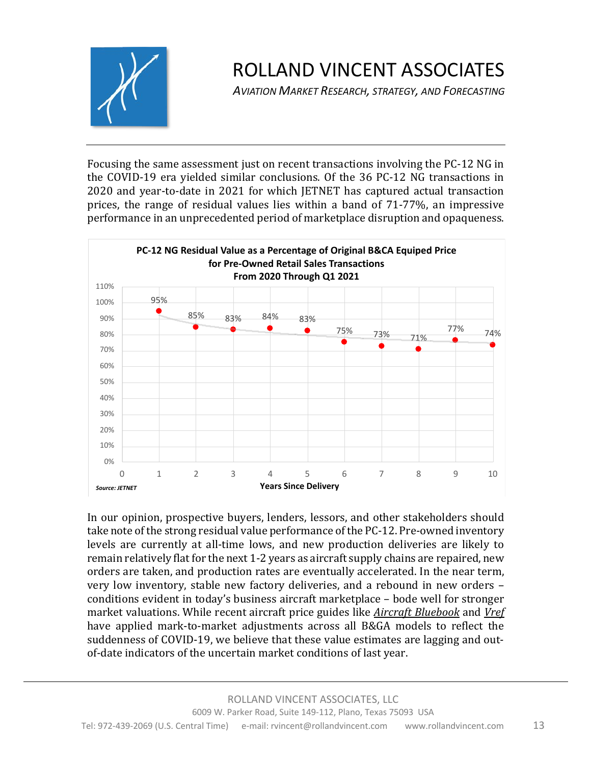Focusing the same assessment just on recent transactions involving the PC-12 NG in the COVID-19 era yielded similar conclusions. Of the 36 PC-12 NG transactions in 2020 and year-to-date in 2021 for which JETNET has captured actual transaction prices, the range of residual values lies within a band of 71-77%, an impressive performance in an unprecedented period of marketplace disruption and opaqueness.

**PC-12 NG Residual Value as a Percentage of Original B&CA Equiped Price for Pre-Owned Retail Sales Transactions From 2020 Through Q1 2021**

| Years Since Delivery | Residual Value |
|---|---|
| 1 | 95% |
| 2 | 85% |
| 3 | 83% |
| 4 | 84% |
| 5 | 83% |
| 6 | 75% |
| 7 | 73% |
| 8 | 71% |
| 9 | 77% |
| 10 | 74% |

*Source: JETNET*

In our opinion, prospective buyers, lenders, lessors, and other stakeholders should take note of the strong residual value performance of the PC-12. Pre-owned inventory levels are currently at all-time lows, and new production deliveries are likely to remain relatively flat for the next 1-2 years as aircraft supply chains are repaired, new orders are taken, and production rates are eventually accelerated. In the near term, very low inventory, stable new factory deliveries, and a rebound in new orders – conditions evident in today's business aircraft marketplace – bode well for stronger market valuations. While recent aircraft price guides like *Aircraft Bluebook* and *Vref* have applied mark-to-market adjustments across all B&GA models to reflect the suddenness of COVID-19, we believe that these value estimates are lagging and out-of-date indicators of the uncertain market conditions of last year.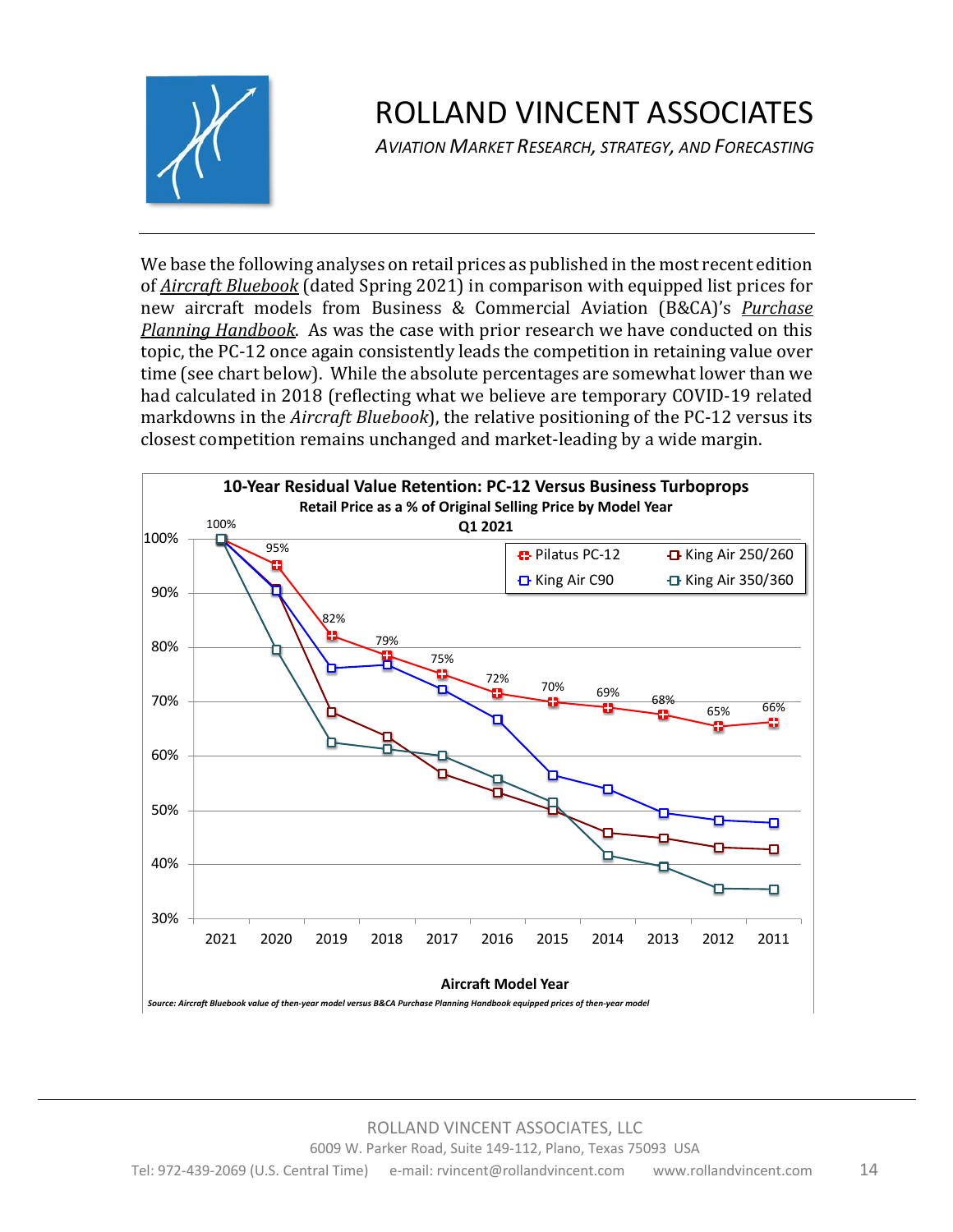We base the following analyses on retail prices as published in the most recent edition of *Aircraft Bluebook* (dated Spring 2021) in comparison with equipped list prices for new aircraft models from Business & Commercial Aviation (B&CA)'s *Purchase Planning Handbook*. As was the case with prior research we have conducted on this topic, the PC-12 once again consistently leads the competition in retaining value over time (see chart below). While the absolute percentages are somewhat lower than we had calculated in 2018 (reflecting what we believe are temporary COVID-19 related markdowns in the *Aircraft Bluebook*), the relative positioning of the PC-12 versus its closest competition remains unchanged and market-leading by a wide margin.

**10-Year Residual Value Retention: PC-12 Versus Business Turboprops**
**Retail Price as a % of Original Selling Price by Model Year**
**Q1 2021**

| Aircraft Model Year | 2021 | 2020 | 2019 | 2018 | 2017 | 2016 | 2015 | 2014 | 2013 | 2012 | 2011 |
|---|---|---|---|---|---|---|---|---|---|---|---|
| Pilatus PC-12 | 100% | 95% | 82% | 79% | 75% | 72% | 70% | 69% | 68% | 65% | 66% |

*Source: Aircraft Bluebook value of then-year model versus B&CA Purchase Planning Handbook equipped prices of then-year model*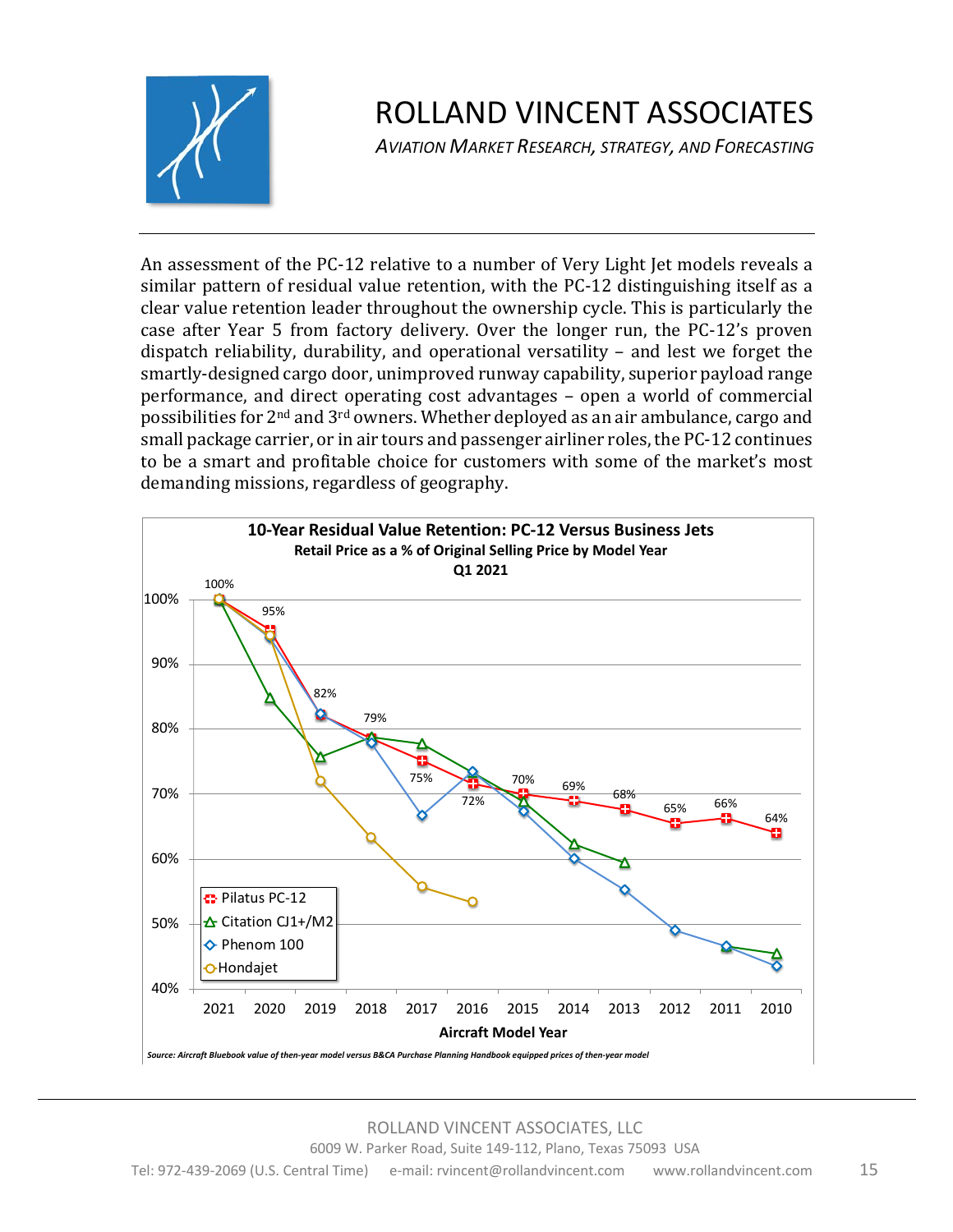# ROLLAND VINCENT ASSOCIATES

*AVIATION MARKET RESEARCH, STRATEGY, AND FORECASTING*

---

An assessment of the PC-12 relative to a number of Very Light Jet models reveals a similar pattern of residual value retention, with the PC-12 distinguishing itself as a clear value retention leader throughout the ownership cycle. This is particularly the case after Year 5 from factory delivery. Over the longer run, the PC-12's proven dispatch reliability, durability, and operational versatility – and lest we forget the smartly-designed cargo door, unimproved runway capability, superior payload range performance, and direct operating cost advantages – open a world of commercial possibilities for 2nd and 3rd owners. Whether deployed as an air ambulance, cargo and small package carrier, or in air tours and passenger airliner roles, the PC-12 continues to be a smart and profitable choice for customers with some of the market's most demanding missions, regardless of geography.

**10-Year Residual Value Retention: PC-12 Versus Business Jets**
**Retail Price as a % of Original Selling Price by Model Year**
**Q1 2021**

| Aircraft Model Year | 2021 | 2020 | 2019 | 2018 | 2017 | 2016 | 2015 | 2014 | 2013 | 2012 | 2011 | 2010 |
|---|---|---|---|---|---|---|---|---|---|---|---|---|
| Pilatus PC-12 | 100% | 95% | 82% | 79% | 75% | 72% | 70% | 69% | 68% | 65% | 66% | 64% |

Legend: Pilatus PC-12, Citation CJ1+/M2, Phenom 100, Hondajet

*Source: Aircraft Bluebook value of then-year model versus B&CA Purchase Planning Handbook equipped prices of then-year model*

---

ROLLAND VINCENT ASSOCIATES, LLC
6009 W. Parker Road, Suite 149-112, Plano, Texas 75093 USA
Tel: 972-439-2069 (U.S. Central Time) e-mail: rvincent@rollandvincent.com www.rollandvincent.com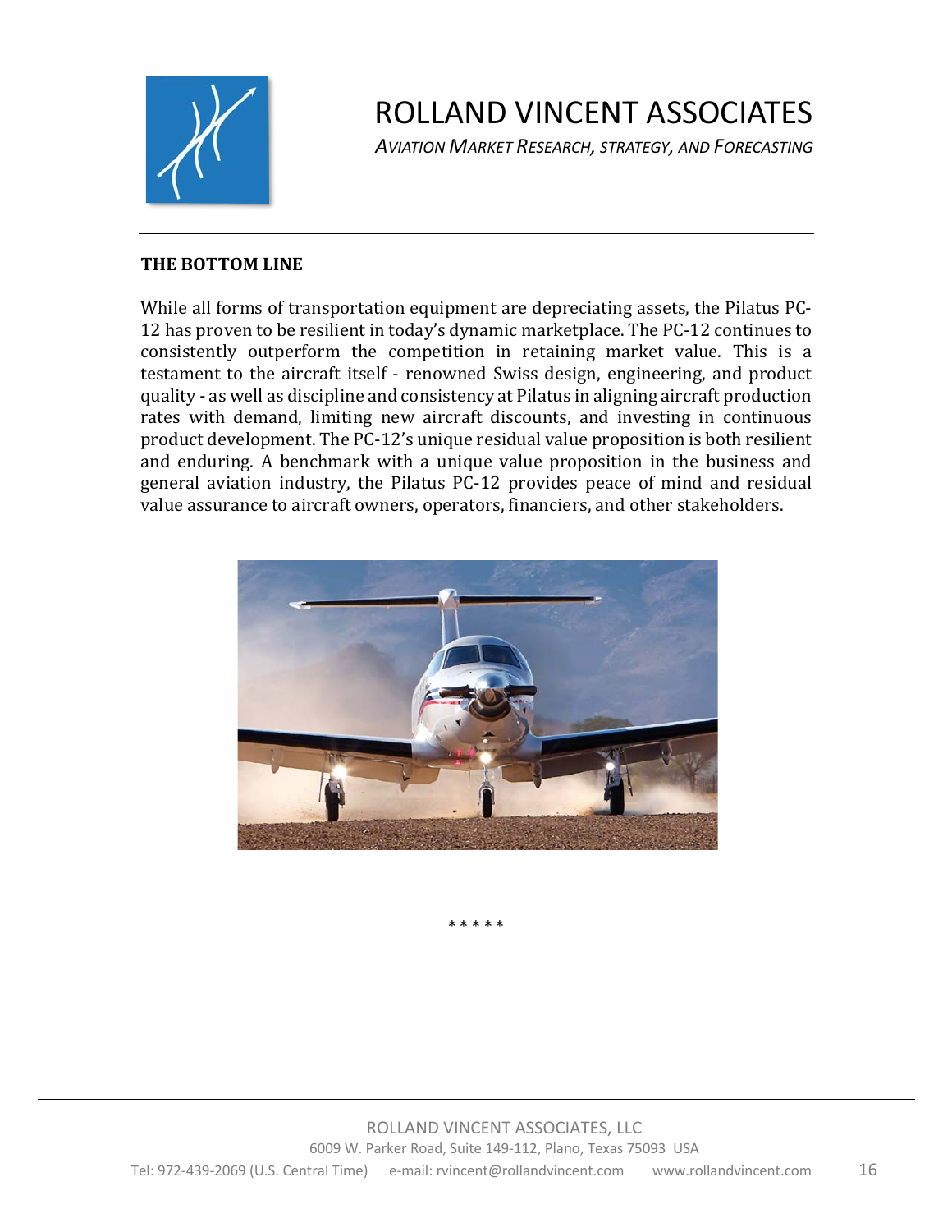## THE BOTTOM LINE

While all forms of transportation equipment are depreciating assets, the Pilatus PC-12 has proven to be resilient in today's dynamic marketplace. The PC-12 continues to consistently outperform the competition in retaining market value. This is a testament to the aircraft itself - renowned Swiss design, engineering, and product quality - as well as discipline and consistency at Pilatus in aligning aircraft production rates with demand, limiting new aircraft discounts, and investing in continuous product development. The PC-12's unique residual value proposition is both resilient and enduring. A benchmark with a unique value proposition in the business and general aviation industry, the Pilatus PC-12 provides peace of mind and residual value assurance to aircraft owners, operators, financiers, and other stakeholders.

\* \* \* \* \*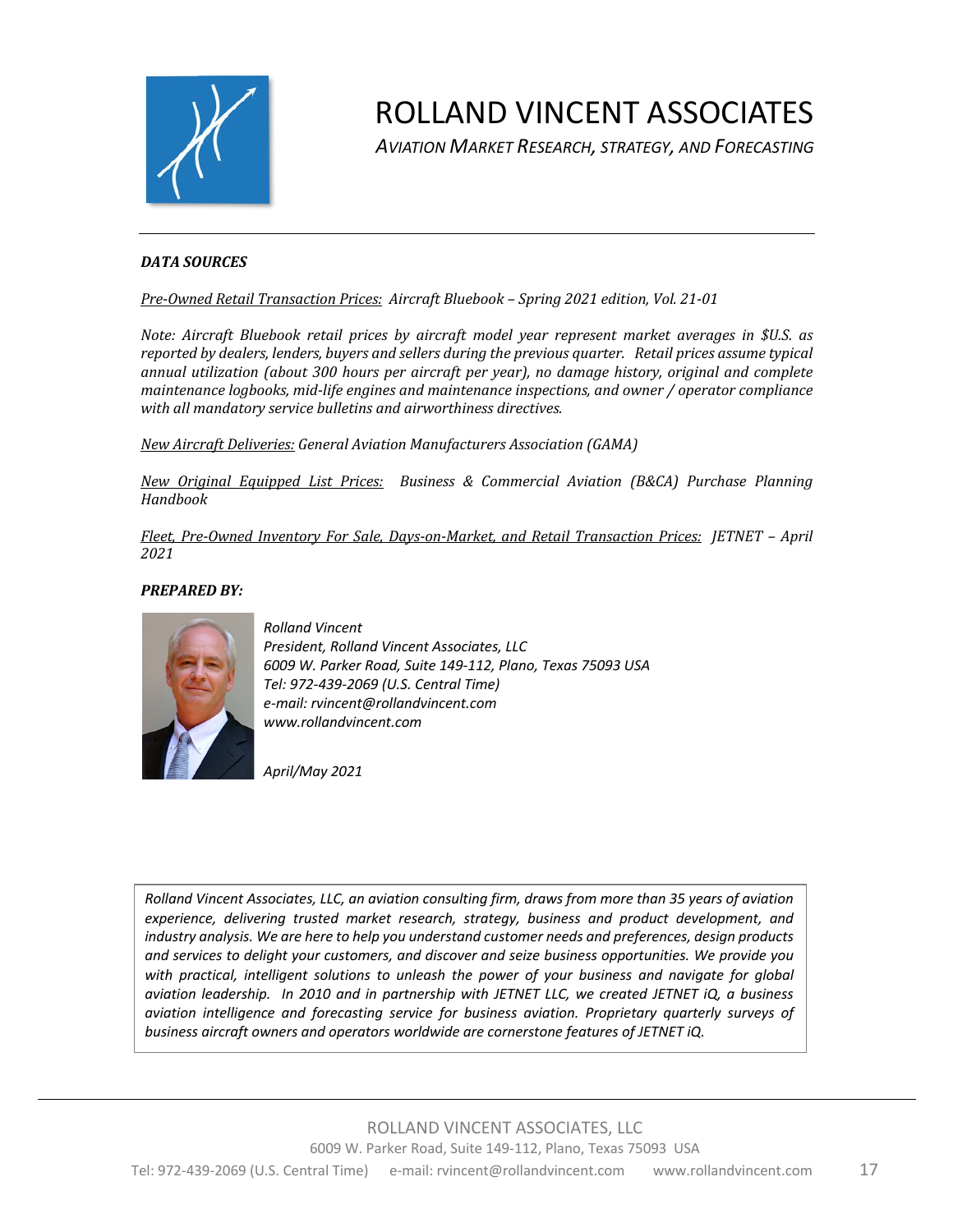# ROLLAND VINCENT ASSOCIATES

*AVIATION MARKET RESEARCH, STRATEGY, AND FORECASTING*

---

***DATA SOURCES***

*Pre-Owned Retail Transaction Prices:* *Aircraft Bluebook – Spring 2021 edition, Vol. 21-01*

*Note: Aircraft Bluebook retail prices by aircraft model year represent market averages in $U.S. as reported by dealers, lenders, buyers and sellers during the previous quarter. Retail prices assume typical annual utilization (about 300 hours per aircraft per year), no damage history, original and complete maintenance logbooks, mid-life engines and maintenance inspections, and owner / operator compliance with all mandatory service bulletins and airworthiness directives.*

*New Aircraft Deliveries:* *General Aviation Manufacturers Association (GAMA)*

*New Original Equipped List Prices:* *Business & Commercial Aviation (B&CA) Purchase Planning Handbook*

*Fleet, Pre-Owned Inventory For Sale, Days-on-Market, and Retail Transaction Prices:* *JETNET – April 2021*

***PREPARED BY:***

*Rolland Vincent*
*President, Rolland Vincent Associates, LLC*
*6009 W. Parker Road, Suite 149-112, Plano, Texas 75093 USA*
*Tel: 972-439-2069 (U.S. Central Time)*
*e-mail: rvincent@rollandvincent.com*
*www.rollandvincent.com*

*April/May 2021*

*Rolland Vincent Associates, LLC, an aviation consulting firm, draws from more than 35 years of aviation experience, delivering trusted market research, strategy, business and product development, and industry analysis. We are here to help you understand customer needs and preferences, design products and services to delight your customers, and discover and seize business opportunities. We provide you with practical, intelligent solutions to unleash the power of your business and navigate for global aviation leadership. In 2010 and in partnership with JETNET LLC, we created JETNET iQ, a business aviation intelligence and forecasting service for business aviation. Proprietary quarterly surveys of business aircraft owners and operators worldwide are cornerstone features of JETNET iQ.*